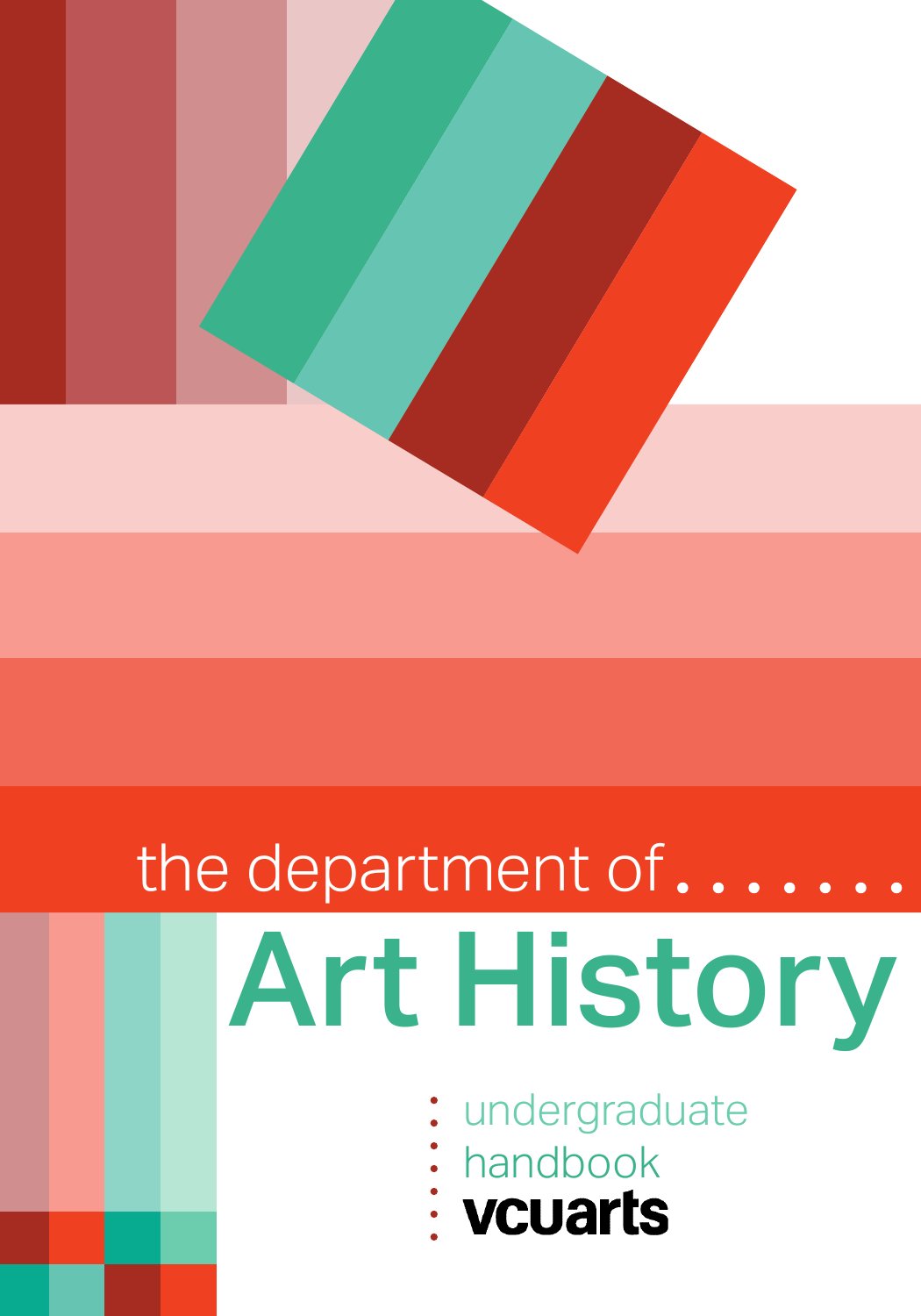the department of

# Art History

undergraduate
handbook
**vcuarts**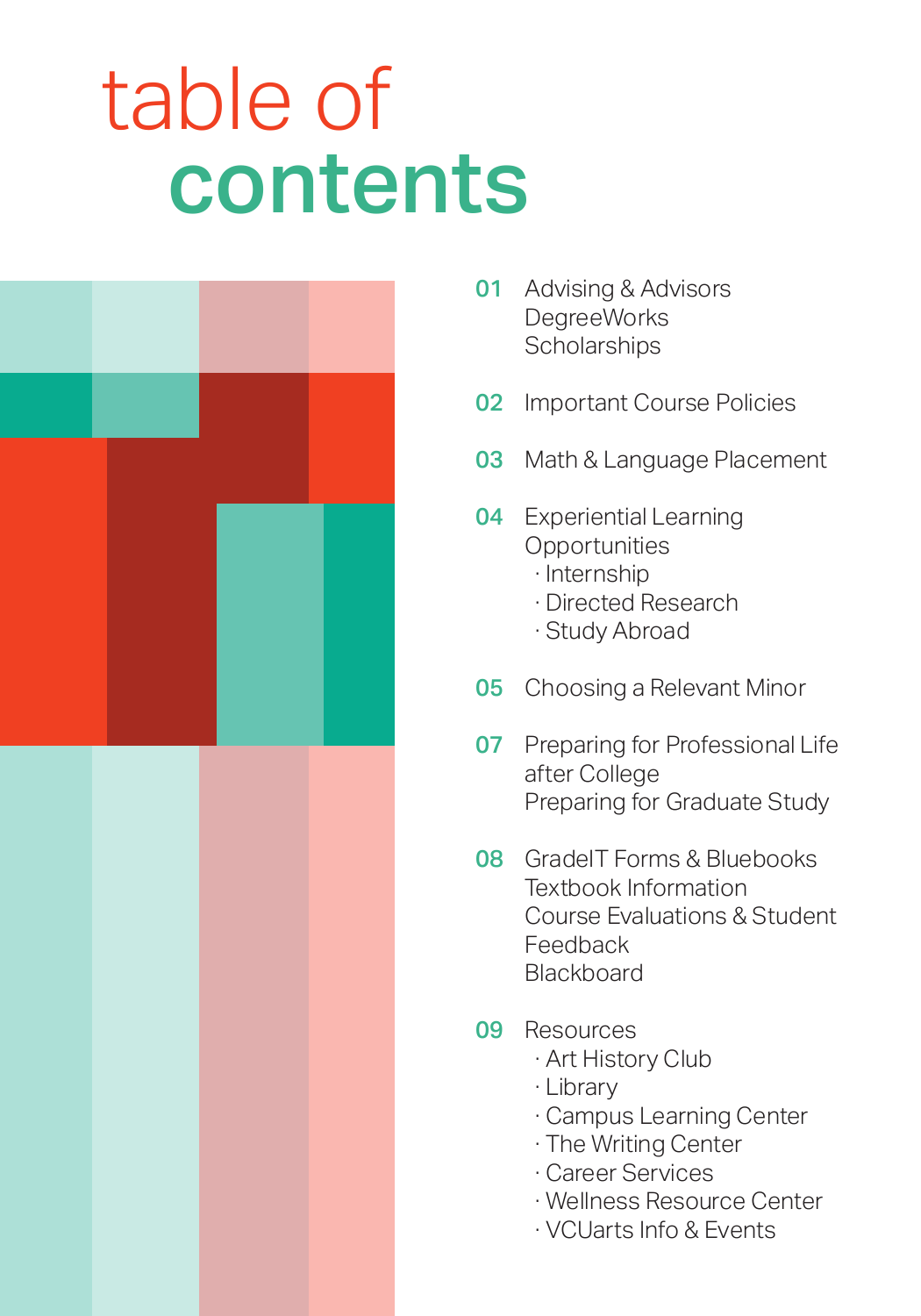# table of contents

**01** Advising & Advisors
DegreeWorks
Scholarships

**02** Important Course Policies

**03** Math & Language Placement

**04** Experiential Learning Opportunities
- Internship
- Directed Research
- Study Abroad

**05** Choosing a Relevant Minor

**07** Preparing for Professional Life after College
Preparing for Graduate Study

**08** GradeIT Forms & Bluebooks
Textbook Information
Course Evaluations & Student Feedback
Blackboard

**09** Resources
- Art History Club
- Library
- Campus Learning Center
- The Writing Center
- Career Services
- Wellness Resource Center
- VCUarts Info & Events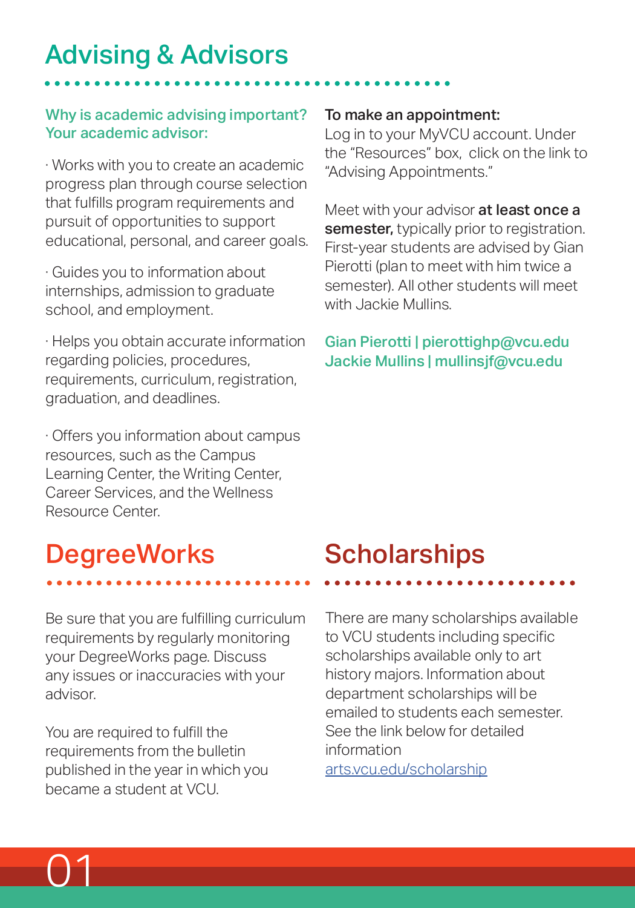# Advising & Advisors

**Why is academic advising important? Your academic advisor:**

· Works with you to create an academic progress plan through course selection that fulfills program requirements and pursuit of opportunities to support educational, personal, and career goals.

· Guides you to information about internships, admission to graduate school, and employment.

· Helps you obtain accurate information regarding policies, procedures, requirements, curriculum, registration, graduation, and deadlines.

· Offers you information about campus resources, such as the Campus Learning Center, the Writing Center, Career Services, and the Wellness Resource Center.

**To make an appointment:**
Log in to your MyVCU account. Under the "Resources" box, click on the link to "Advising Appointments."

Meet with your advisor **at least once a semester,** typically prior to registration. First-year students are advised by Gian Pierotti (plan to meet with him twice a semester). All other students will meet with Jackie Mullins.

**Gian Pierotti | pierottighp@vcu.edu**
**Jackie Mullins | mullinsjf@vcu.edu**

# DegreeWorks

Be sure that you are fulfilling curriculum requirements by regularly monitoring your DegreeWorks page. Discuss any issues or inaccuracies with your advisor.

You are required to fulfill the requirements from the bulletin published in the year in which you became a student at VCU.

# Scholarships

There are many scholarships available to VCU students including specific scholarships available only to art history majors. Information about department scholarships will be emailed to students each semester. See the link below for detailed information
arts.vcu.edu/scholarship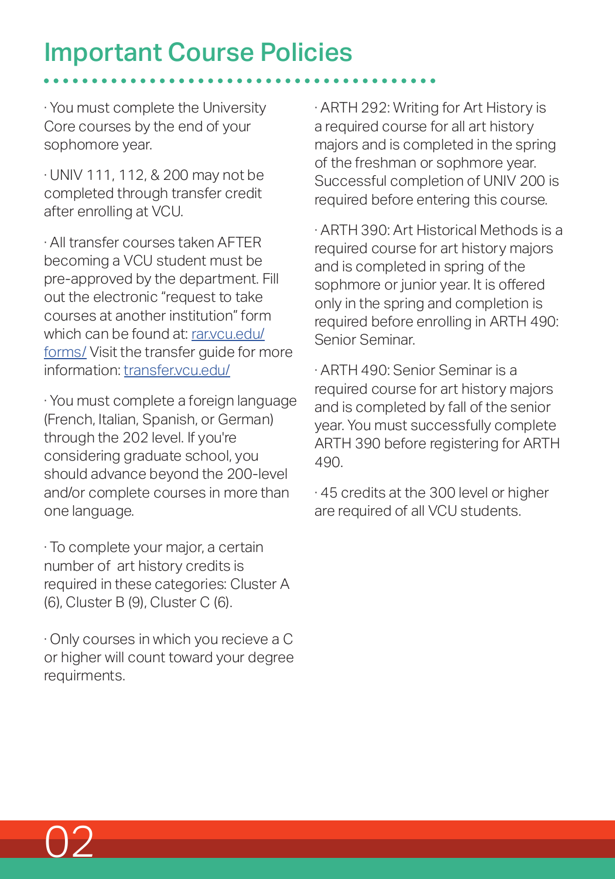# Important Course Policies

- You must complete the University Core courses by the end of your sophomore year.
- UNIV 111, 112, & 200 may not be completed through transfer credit after enrolling at VCU.
- All transfer courses taken AFTER becoming a VCU student must be pre-approved by the department. Fill out the electronic "request to take courses at another institution" form which can be found at: [rar.vcu.edu/forms/](rar.vcu.edu/forms/) Visit the transfer guide for more information: [transfer.vcu.edu/](transfer.vcu.edu/)
- You must complete a foreign language (French, Italian, Spanish, or German) through the 202 level. If you're considering graduate school, you should advance beyond the 200-level and/or complete courses in more than one language.
- To complete your major, a certain number of art history credits is required in these categories: Cluster A (6), Cluster B (9), Cluster C (6).
- Only courses in which you recieve a C or higher will count toward your degree requirments.
- ARTH 292: Writing for Art History is a required course for all art history majors and is completed in the spring of the freshman or sophmore year. Successful completion of UNIV 200 is required before entering this course.
- ARTH 390: Art Historical Methods is a required course for art history majors and is completed in spring of the sophmore or junior year. It is offered only in the spring and completion is required before enrolling in ARTH 490: Senior Seminar.
- ARTH 490: Senior Seminar is a required course for art history majors and is completed by fall of the senior year. You must successfully complete ARTH 390 before registering for ARTH 490.
- 45 credits at the 300 level or higher are required of all VCU students.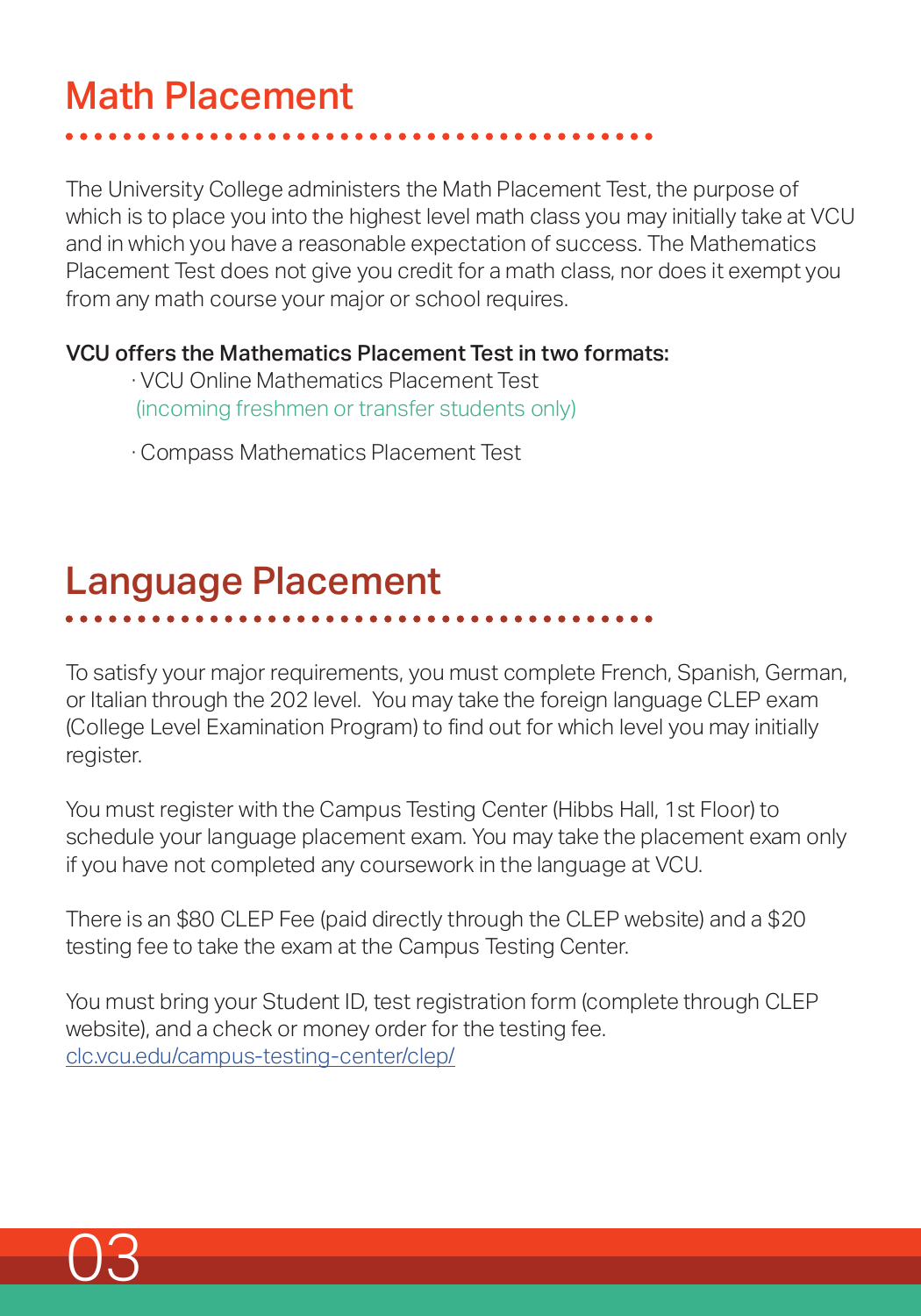## Math Placement

The University College administers the Math Placement Test, the purpose of which is to place you into the highest level math class you may initially take at VCU and in which you have a reasonable expectation of success. The Mathematics Placement Test does not give you credit for a math class, nor does it exempt you from any math course your major or school requires.

**VCU offers the Mathematics Placement Test in two formats:**

- VCU Online Mathematics Placement Test (incoming freshmen or transfer students only)
- Compass Mathematics Placement Test

## Language Placement

To satisfy your major requirements, you must complete French, Spanish, German, or Italian through the 202 level. You may take the foreign language CLEP exam (College Level Examination Program) to find out for which level you may initially register.

You must register with the Campus Testing Center (Hibbs Hall, 1st Floor) to schedule your language placement exam. You may take the placement exam only if you have not completed any coursework in the language at VCU.

There is an $80 CLEP Fee (paid directly through the CLEP website) and a $20 testing fee to take the exam at the Campus Testing Center.

You must bring your Student ID, test registration form (complete through CLEP website), and a check or money order for the testing fee.
clc.vcu.edu/campus-testing-center/clep/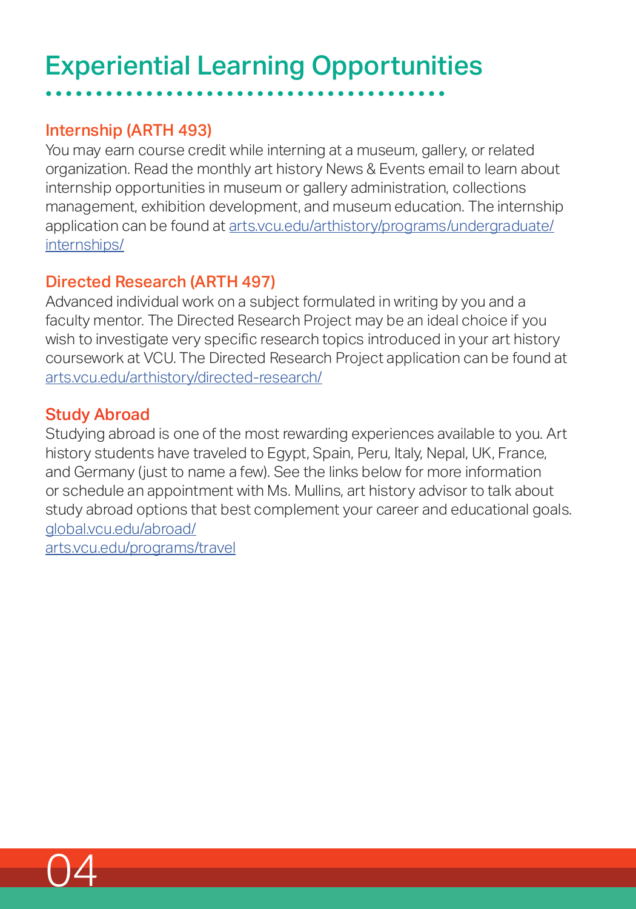# Experiential Learning Opportunities

## Internship (ARTH 493)

You may earn course credit while interning at a museum, gallery, or related organization. Read the monthly art history News & Events email to learn about internship opportunities in museum or gallery administration, collections management, exhibition development, and museum education. The internship application can be found at arts.vcu.edu/arthistory/programs/undergraduate/internships/

## Directed Research (ARTH 497)

Advanced individual work on a subject formulated in writing by you and a faculty mentor. The Directed Research Project may be an ideal choice if you wish to investigate very specific research topics introduced in your art history coursework at VCU. The Directed Research Project application can be found at arts.vcu.edu/arthistory/directed-research/

## Study Abroad

Studying abroad is one of the most rewarding experiences available to you. Art history students have traveled to Egypt, Spain, Peru, Italy, Nepal, UK, France, and Germany (just to name a few). See the links below for more information or schedule an appointment with Ms. Mullins, art history advisor to talk about study abroad options that best complement your career and educational goals.

global.vcu.edu/abroad/

arts.vcu.edu/programs/travel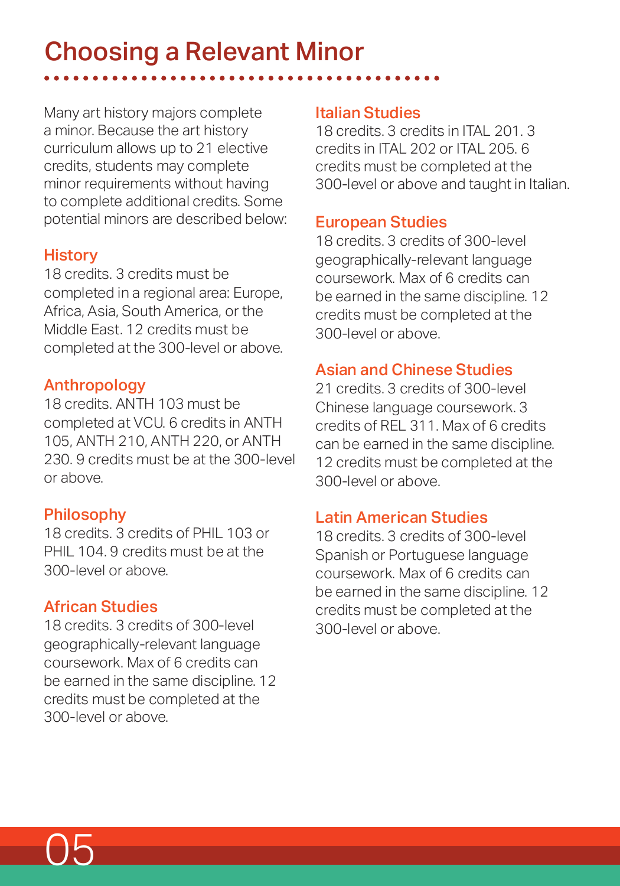# Choosing a Relevant Minor

Many art history majors complete a minor. Because the art history curriculum allows up to 21 elective credits, students may complete minor requirements without having to complete additional credits. Some potential minors are described below:

### History

18 credits. 3 credits must be completed in a regional area: Europe, Africa, Asia, South America, or the Middle East. 12 credits must be completed at the 300-level or above.

### Anthropology

18 credits. ANTH 103 must be completed at VCU. 6 credits in ANTH 105, ANTH 210, ANTH 220, or ANTH 230. 9 credits must be at the 300-level or above.

### Philosophy

18 credits. 3 credits of PHIL 103 or PHIL 104. 9 credits must be at the 300-level or above.

### African Studies

18 credits. 3 credits of 300-level geographically-relevant language coursework. Max of 6 credits can be earned in the same discipline. 12 credits must be completed at the 300-level or above.

### Italian Studies

18 credits. 3 credits in ITAL 201. 3 credits in ITAL 202 or ITAL 205. 6 credits must be completed at the 300-level or above and taught in Italian.

### European Studies

18 credits. 3 credits of 300-level geographically-relevant language coursework. Max of 6 credits can be earned in the same discipline. 12 credits must be completed at the 300-level or above.

### Asian and Chinese Studies

21 credits. 3 credits of 300-level Chinese language coursework. 3 credits of REL 311. Max of 6 credits can be earned in the same discipline. 12 credits must be completed at the 300-level or above.

### Latin American Studies

18 credits. 3 credits of 300-level Spanish or Portuguese language coursework. Max of 6 credits can be earned in the same discipline. 12 credits must be completed at the 300-level or above.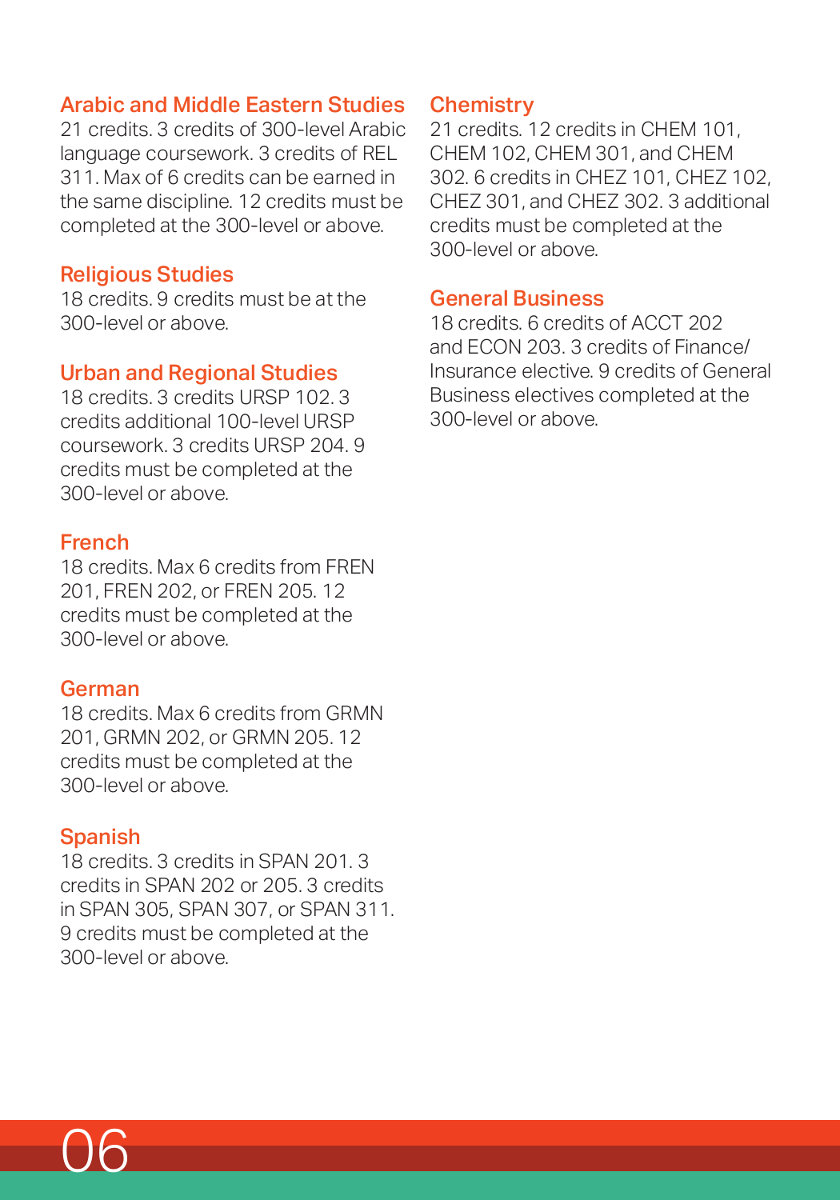## Arabic and Middle Eastern Studies

21 credits. 3 credits of 300-level Arabic language coursework. 3 credits of REL 311. Max of 6 credits can be earned in the same discipline. 12 credits must be completed at the 300-level or above.

## Religious Studies

18 credits. 9 credits must be at the 300-level or above.

## Urban and Regional Studies

18 credits. 3 credits URSP 102. 3 credits additional 100-level URSP coursework. 3 credits URSP 204. 9 credits must be completed at the 300-level or above.

## French

18 credits. Max 6 credits from FREN 201, FREN 202, or FREN 205. 12 credits must be completed at the 300-level or above.

## German

18 credits. Max 6 credits from GRMN 201, GRMN 202, or GRMN 205. 12 credits must be completed at the 300-level or above.

## Spanish

18 credits. 3 credits in SPAN 201. 3 credits in SPAN 202 or 205. 3 credits in SPAN 305, SPAN 307, or SPAN 311. 9 credits must be completed at the 300-level or above.

## Chemistry

21 credits. 12 credits in CHEM 101, CHEM 102, CHEM 301, and CHEM 302. 6 credits in CHEZ 101, CHEZ 102, CHEZ 301, and CHEZ 302. 3 additional credits must be completed at the 300-level or above.

## General Business

18 credits. 6 credits of ACCT 202 and ECON 203. 3 credits of Finance/Insurance elective. 9 credits of General Business electives completed at the 300-level or above.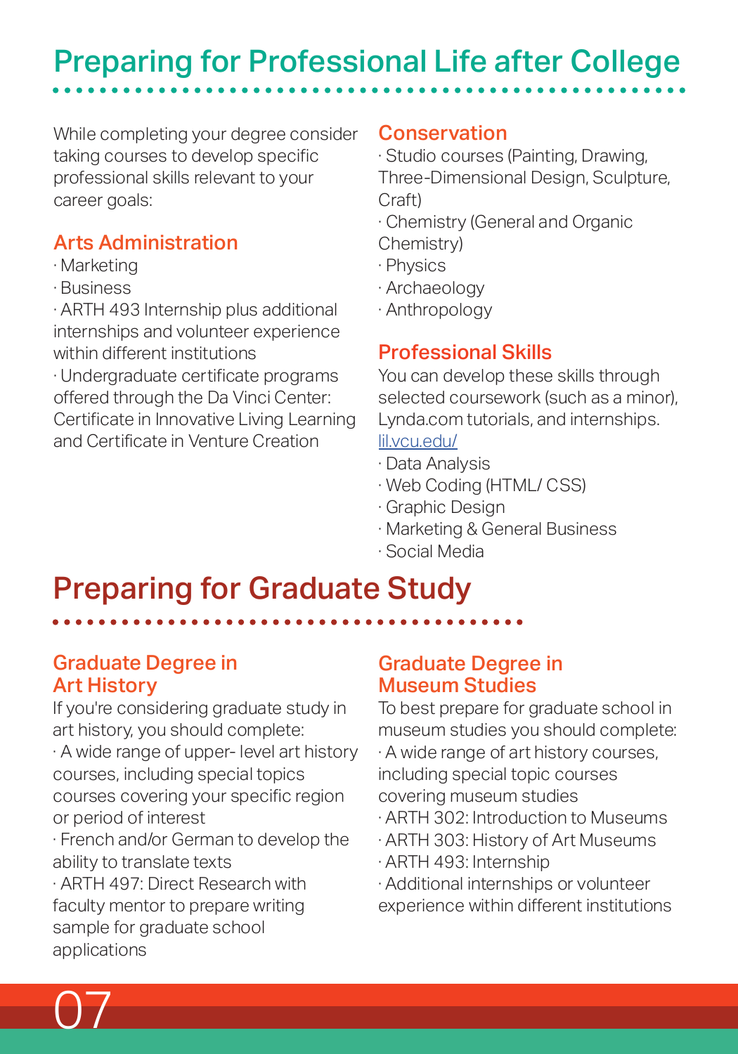# Preparing for Professional Life after College

While completing your degree consider taking courses to develop specific professional skills relevant to your career goals:

### Arts Administration

- Marketing
- Business
- ARTH 493 Internship plus additional internships and volunteer experience within different institutions
- Undergraduate certificate programs offered through the Da Vinci Center: Certificate in Innovative Living Learning and Certificate in Venture Creation

### Conservation

- Studio courses (Painting, Drawing, Three-Dimensional Design, Sculpture, Craft)
- Chemistry (General and Organic Chemistry)
- Physics
- Archaeology
- Anthropology

### Professional Skills

You can develop these skills through selected coursework (such as a minor), Lynda.com tutorials, and internships. [lil.vcu.edu/](lil.vcu.edu/)

- Data Analysis
- Web Coding (HTML/ CSS)
- Graphic Design
- Marketing & General Business
- Social Media

# Preparing for Graduate Study

### Graduate Degree in Art History

If you're considering graduate study in art history, you should complete:

- A wide range of upper- level art history courses, including special topics courses covering your specific region or period of interest
- French and/or German to develop the ability to translate texts
- ARTH 497: Direct Research with faculty mentor to prepare writing sample for graduate school applications

### Graduate Degree in Museum Studies

To best prepare for graduate school in museum studies you should complete:

- A wide range of art history courses, including special topic courses covering museum studies
- ARTH 302: Introduction to Museums
- ARTH 303: History of Art Museums
- ARTH 493: Internship
- Additional internships or volunteer experience within different institutions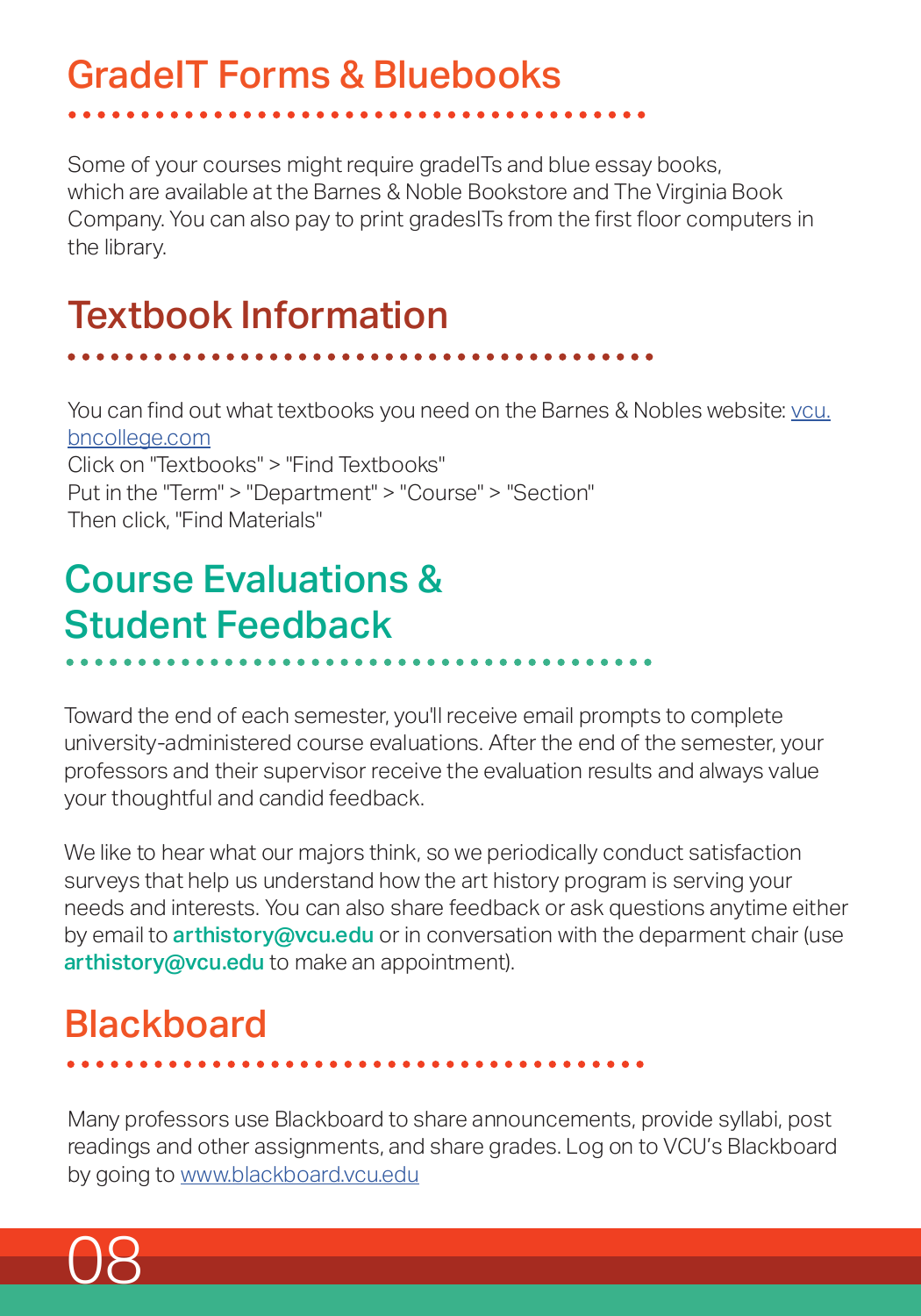## GradeIT Forms & Bluebooks

Some of your courses might require gradeITs and blue essay books, which are available at the Barnes & Noble Bookstore and The Virginia Book Company. You can also pay to print gradesITs from the first floor computers in the library.

## Textbook Information

You can find out what textbooks you need on the Barnes & Nobles website: vcu.bncollege.com
Click on "Textbooks" > "Find Textbooks"
Put in the "Term" > "Department" > "Course" > "Section"
Then click, "Find Materials"

## Course Evaluations & Student Feedback

Toward the end of each semester, you'll receive email prompts to complete university-administered course evaluations. After the end of the semester, your professors and their supervisor receive the evaluation results and always value your thoughtful and candid feedback.

We like to hear what our majors think, so we periodically conduct satisfaction surveys that help us understand how the art history program is serving your needs and interests. You can also share feedback or ask questions anytime either by email to **arthistory@vcu.edu** or in conversation with the deparment chair (use **arthistory@vcu.edu** to make an appointment).

## Blackboard

Many professors use Blackboard to share announcements, provide syllabi, post readings and other assignments, and share grades. Log on to VCU's Blackboard by going to www.blackboard.vcu.edu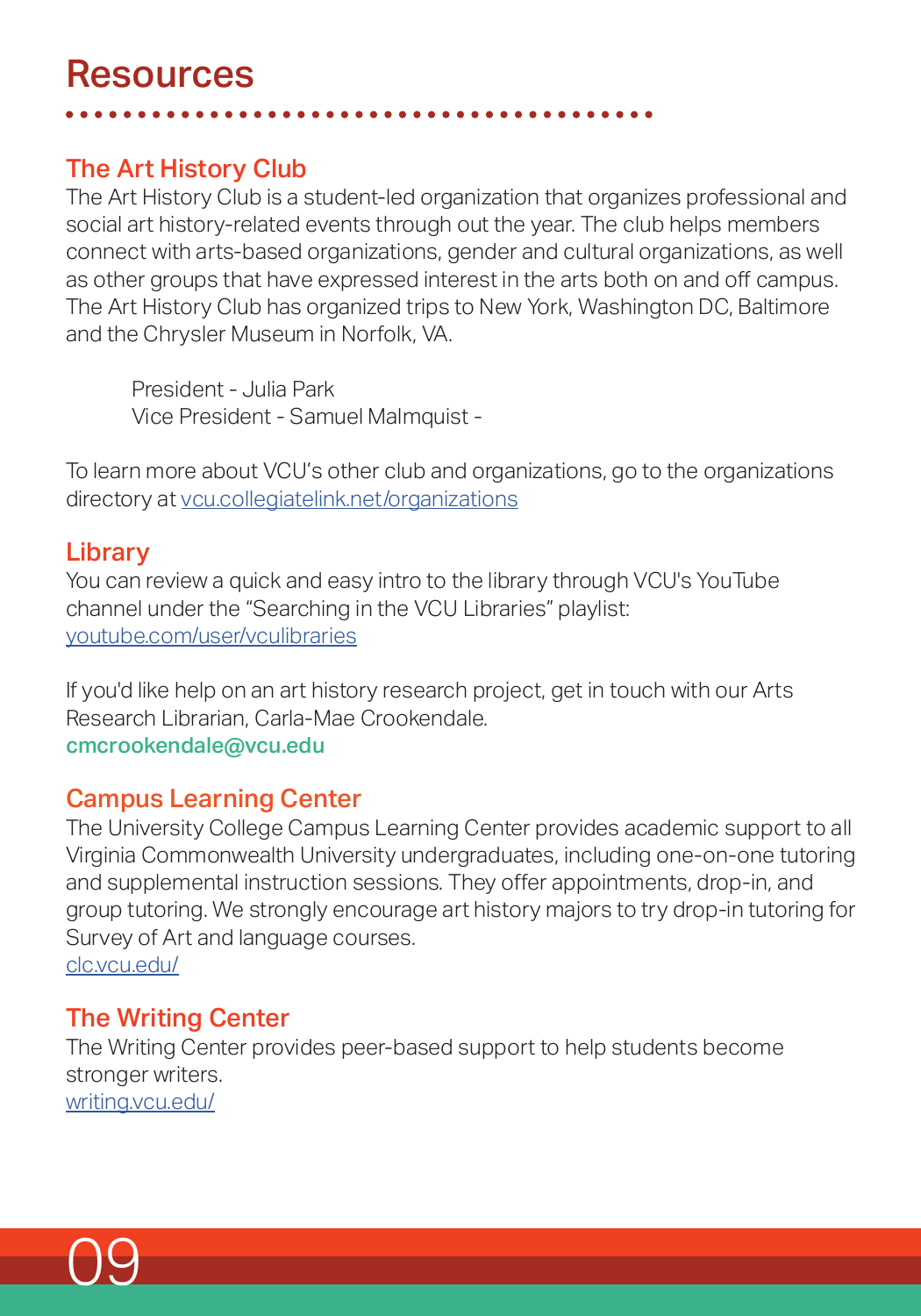# Resources

## The Art History Club

The Art History Club is a student-led organization that organizes professional and social art history-related events through out the year. The club helps members connect with arts-based organizations, gender and cultural organizations, as well as other groups that have expressed interest in the arts both on and off campus. The Art History Club has organized trips to New York, Washington DC, Baltimore and the Chrysler Museum in Norfolk, VA.

President - Julia Park
Vice President - Samuel Malmquist -

To learn more about VCU's other club and organizations, go to the organizations directory at vcu.collegiatelink.net/organizations

## Library

You can review a quick and easy intro to the library through VCU's YouTube channel under the "Searching in the VCU Libraries" playlist:
youtube.com/user/vculibraries

If you'd like help on an art history research project, get in touch with our Arts Research Librarian, Carla-Mae Crookendale.
**cmcrookendale@vcu.edu**

## Campus Learning Center

The University College Campus Learning Center provides academic support to all Virginia Commonwealth University undergraduates, including one-on-one tutoring and supplemental instruction sessions. They offer appointments, drop-in, and group tutoring. We strongly encourage art history majors to try drop-in tutoring for Survey of Art and language courses.
clc.vcu.edu/

## The Writing Center

The Writing Center provides peer-based support to help students become stronger writers.
writing.vcu.edu/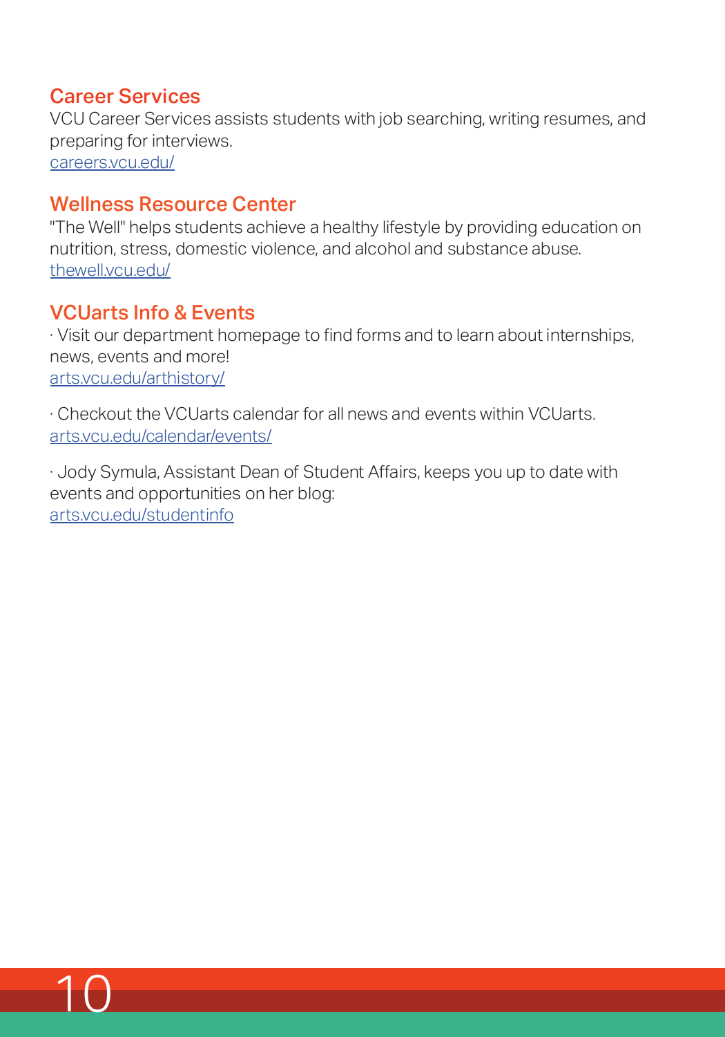## Career Services

VCU Career Services assists students with job searching, writing resumes, and preparing for interviews.
careers.vcu.edu/

## Wellness Resource Center

"The Well" helps students achieve a healthy lifestyle by providing education on nutrition, stress, domestic violence, and alcohol and substance abuse.
thewell.vcu.edu/

## VCUarts Info & Events

· Visit our department homepage to find forms and to learn about internships, news, events and more!
arts.vcu.edu/arthistory/

· Checkout the VCUarts calendar for all news and events within VCUarts.
arts.vcu.edu/calendar/events/

· Jody Symula, Assistant Dean of Student Affairs, keeps you up to date with events and opportunities on her blog:
arts.vcu.edu/studentinfo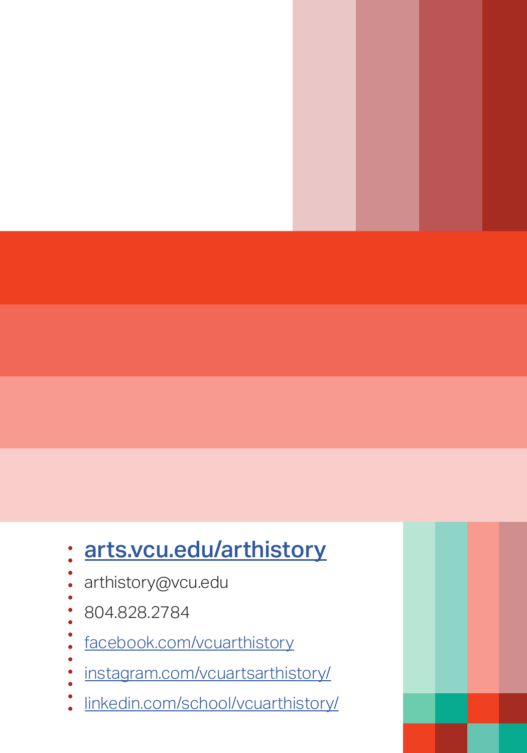- **arts.vcu.edu/arthistory**
- arthistory@vcu.edu
- 804.828.2784
- facebook.com/vcuarthistory
- instagram.com/vcuartsarthistory/
- linkedin.com/school/vcuarthistory/